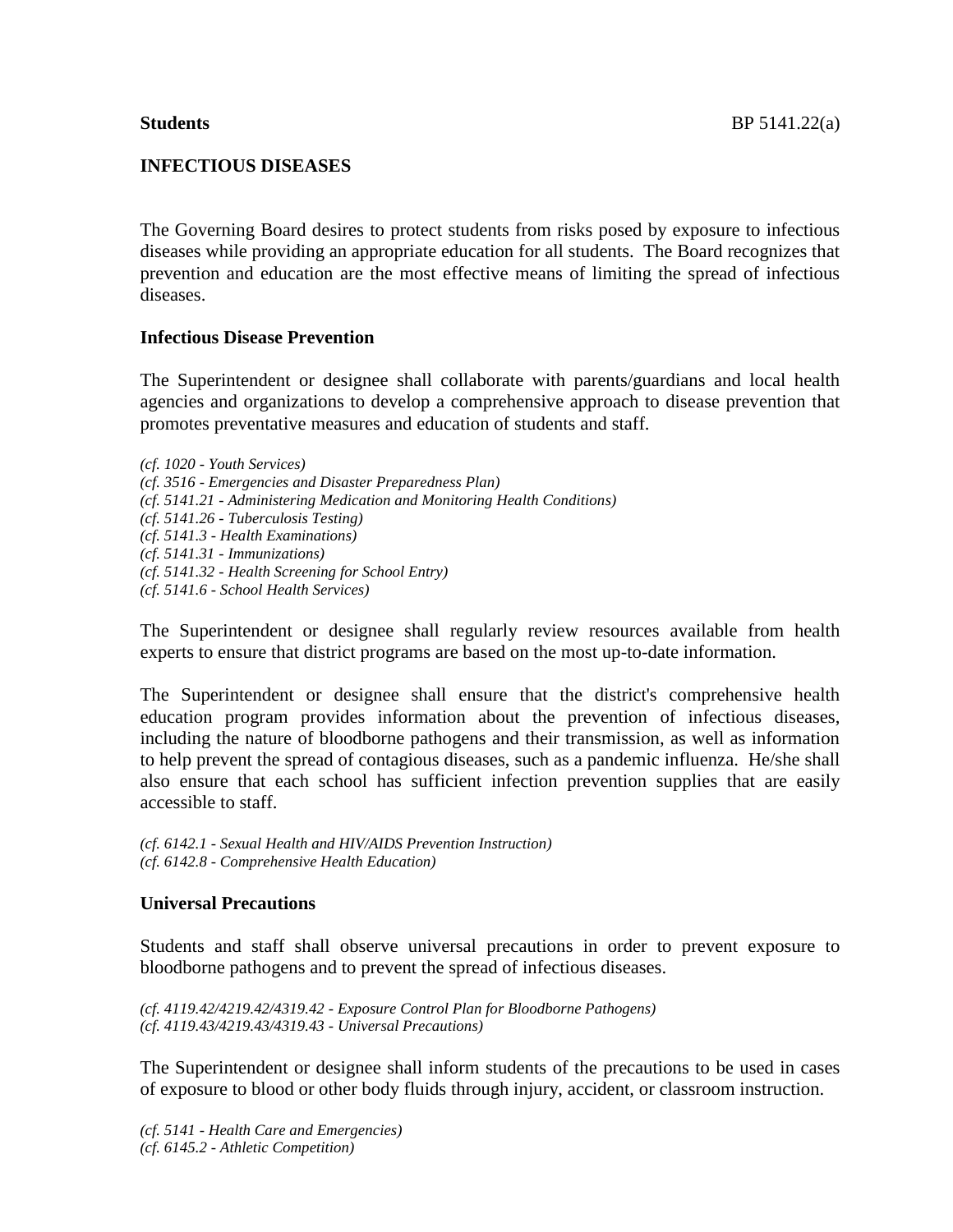**Students**

# INFECTIOUS DISEASES

The Governing Board desires to protect students from risks posed by exposure to infectious diseases while providing an appropriate education for all students. The Board recognizes that prevention and education are the most effective means of limiting the spread of infectious diseases.

## Infectious Disease Prevention

The Superintendent or designee shall collaborate with parents/guardians and local health agencies and organizations to develop a comprehensive approach to disease prevention that promotes preventative measures and education of students and staff.

*(cf. 1020 - Youth Services)*
*(cf. 3516 - Emergencies and Disaster Preparedness Plan)*
*(cf. 5141.21 - Administering Medication and Monitoring Health Conditions)*
*(cf. 5141.26 - Tuberculosis Testing)*
*(cf. 5141.3 - Health Examinations)*
*(cf. 5141.31 - Immunizations)*
*(cf. 5141.32 - Health Screening for School Entry)*
*(cf. 5141.6 - School Health Services)*

The Superintendent or designee shall regularly review resources available from health experts to ensure that district programs are based on the most up-to-date information.

The Superintendent or designee shall ensure that the district's comprehensive health education program provides information about the prevention of infectious diseases, including the nature of bloodborne pathogens and their transmission, as well as information to help prevent the spread of contagious diseases, such as a pandemic influenza. He/she shall also ensure that each school has sufficient infection prevention supplies that are easily accessible to staff.

*(cf. 6142.1 - Sexual Health and HIV/AIDS Prevention Instruction)*
*(cf. 6142.8 - Comprehensive Health Education)*

## Universal Precautions

Students and staff shall observe universal precautions in order to prevent exposure to bloodborne pathogens and to prevent the spread of infectious diseases.

*(cf. 4119.42/4219.42/4319.42 - Exposure Control Plan for Bloodborne Pathogens)*
*(cf. 4119.43/4219.43/4319.43 - Universal Precautions)*

The Superintendent or designee shall inform students of the precautions to be used in cases of exposure to blood or other body fluids through injury, accident, or classroom instruction.

*(cf. 5141 - Health Care and Emergencies)*
*(cf. 6145.2 - Athletic Competition)*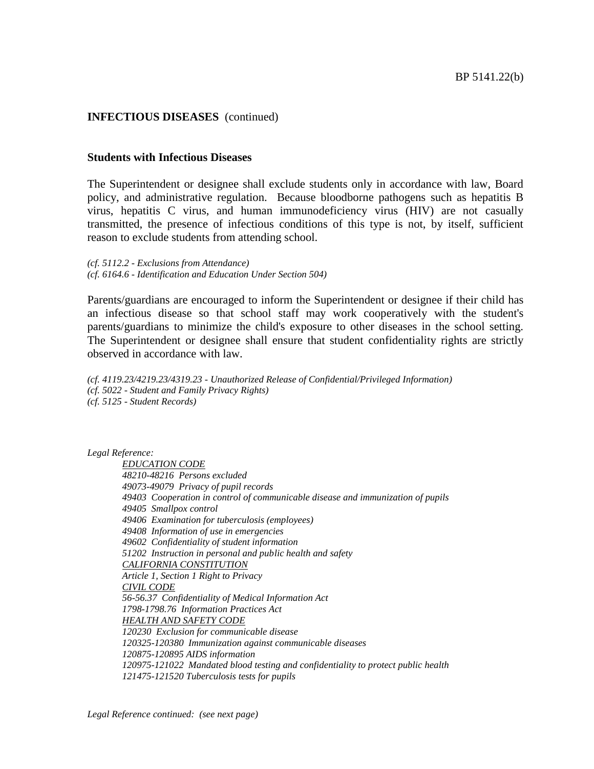**INFECTIOUS DISEASES** (continued)

**Students with Infectious Diseases**

The Superintendent or designee shall exclude students only in accordance with law, Board policy, and administrative regulation. Because bloodborne pathogens such as hepatitis B virus, hepatitis C virus, and human immunodeficiency virus (HIV) are not casually transmitted, the presence of infectious conditions of this type is not, by itself, sufficient reason to exclude students from attending school.

*(cf. 5112.2 - Exclusions from Attendance)*
*(cf. 6164.6 - Identification and Education Under Section 504)*

Parents/guardians are encouraged to inform the Superintendent or designee if their child has an infectious disease so that school staff may work cooperatively with the student's parents/guardians to minimize the child's exposure to other diseases in the school setting. The Superintendent or designee shall ensure that student confidentiality rights are strictly observed in accordance with law.

*(cf. 4119.23/4219.23/4319.23 - Unauthorized Release of Confidential/Privileged Information)*
*(cf. 5022 - Student and Family Privacy Rights)*
*(cf. 5125 - Student Records)*

*Legal Reference:*

*EDUCATION CODE*
*48210-48216 Persons excluded*
*49073-49079 Privacy of pupil records*
*49403 Cooperation in control of communicable disease and immunization of pupils*
*49405 Smallpox control*
*49406 Examination for tuberculosis (employees)*
*49408 Information of use in emergencies*
*49602 Confidentiality of student information*
*51202 Instruction in personal and public health and safety*
*CALIFORNIA CONSTITUTION*
*Article 1, Section 1 Right to Privacy*
*CIVIL CODE*
*56-56.37 Confidentiality of Medical Information Act*
*1798-1798.76 Information Practices Act*
*HEALTH AND SAFETY CODE*
*120230 Exclusion for communicable disease*
*120325-120380 Immunization against communicable diseases*
*120875-120895 AIDS information*
*120975-121022 Mandated blood testing and confidentiality to protect public health*
*121475-121520 Tuberculosis tests for pupils*

*Legal Reference continued: (see next page)*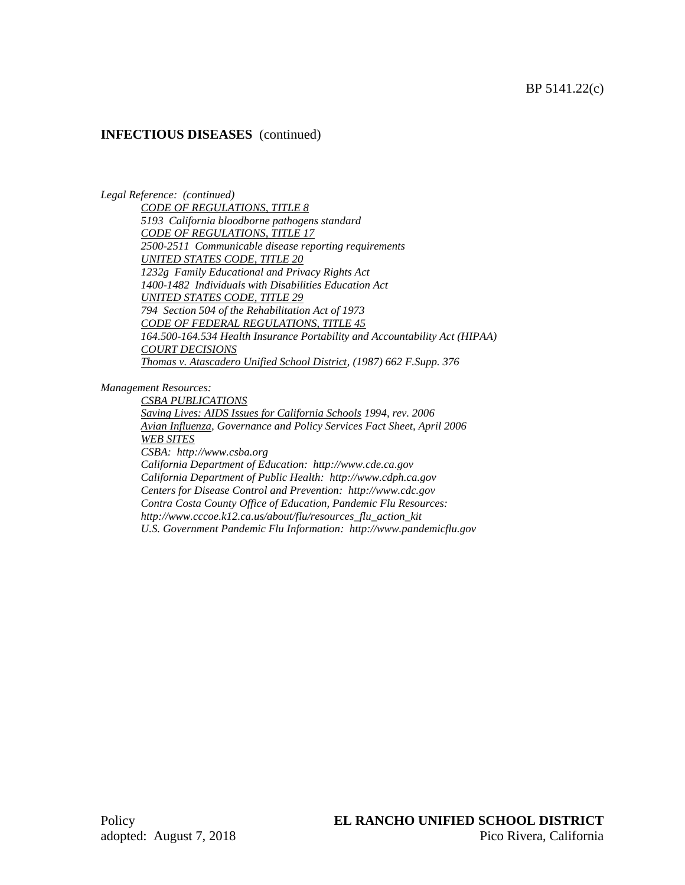**INFECTIOUS DISEASES** (continued)

*Legal Reference: (continued)*

*CODE OF REGULATIONS, TITLE 8*
*5193 California bloodborne pathogens standard*
*CODE OF REGULATIONS, TITLE 17*
*2500-2511 Communicable disease reporting requirements*
*UNITED STATES CODE, TITLE 20*
*1232g Family Educational and Privacy Rights Act*
*1400-1482 Individuals with Disabilities Education Act*
*UNITED STATES CODE, TITLE 29*
*794 Section 504 of the Rehabilitation Act of 1973*
*CODE OF FEDERAL REGULATIONS, TITLE 45*
*164.500-164.534 Health Insurance Portability and Accountability Act (HIPAA)*
*COURT DECISIONS*
*Thomas v. Atascadero Unified School District, (1987) 662 F.Supp. 376*

*Management Resources:*

*CSBA PUBLICATIONS*
*Saving Lives: AIDS Issues for California Schools 1994, rev. 2006*
*Avian Influenza, Governance and Policy Services Fact Sheet, April 2006*
*WEB SITES*
*CSBA: http://www.csba.org*
*California Department of Education: http://www.cde.ca.gov*
*California Department of Public Health: http://www.cdph.ca.gov*
*Centers for Disease Control and Prevention: http://www.cdc.gov*
*Contra Costa County Office of Education, Pandemic Flu Resources:*
*http://www.cccoe.k12.ca.us/about/flu/resources_flu_action_kit*
*U.S. Government Pandemic Flu Information: http://www.pandemicflu.gov*

Policy
adopted: August 7, 2018

**EL RANCHO UNIFIED SCHOOL DISTRICT**
Pico Rivera, California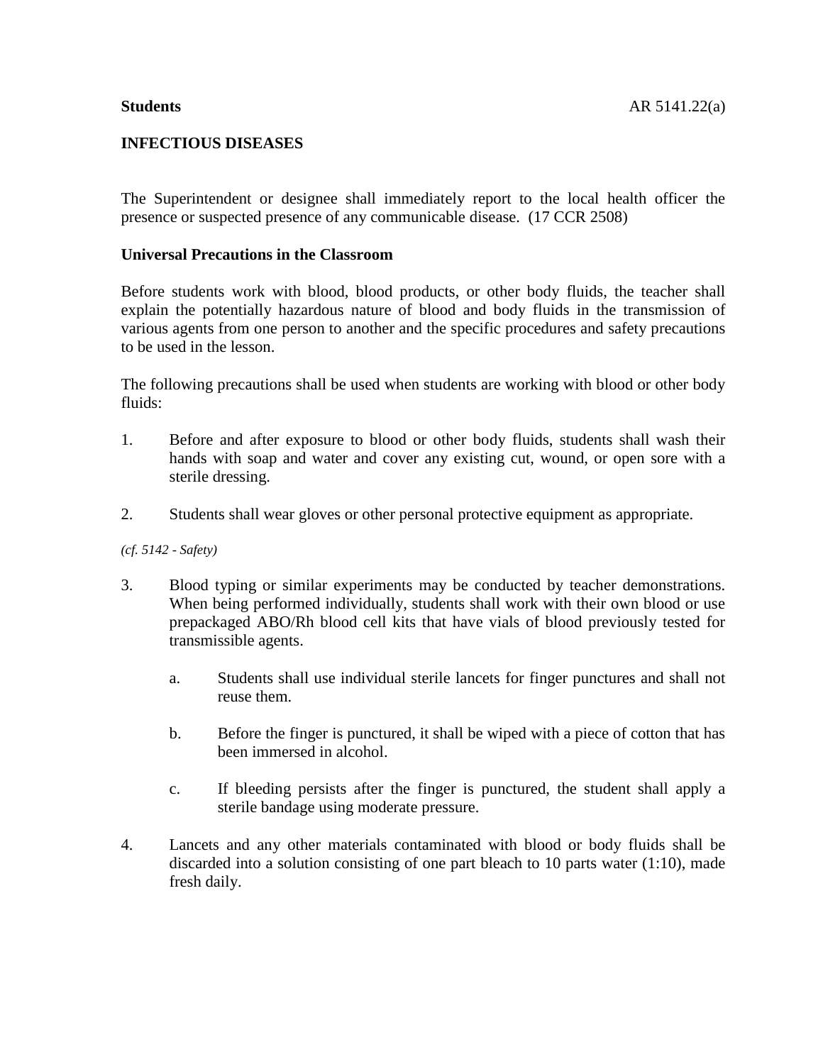**Students** AR 5141.22(a)

**INFECTIOUS DISEASES**

The Superintendent or designee shall immediately report to the local health officer the presence or suspected presence of any communicable disease. (17 CCR 2508)

**Universal Precautions in the Classroom**

Before students work with blood, blood products, or other body fluids, the teacher shall explain the potentially hazardous nature of blood and body fluids in the transmission of various agents from one person to another and the specific procedures and safety precautions to be used in the lesson.

The following precautions shall be used when students are working with blood or other body fluids:

1. Before and after exposure to blood or other body fluids, students shall wash their hands with soap and water and cover any existing cut, wound, or open sore with a sterile dressing.

2. Students shall wear gloves or other personal protective equipment as appropriate.

*(cf. 5142 - Safety)*

3. Blood typing or similar experiments may be conducted by teacher demonstrations. When being performed individually, students shall work with their own blood or use prepackaged ABO/Rh blood cell kits that have vials of blood previously tested for transmissible agents.

    a. Students shall use individual sterile lancets for finger punctures and shall not reuse them.

    b. Before the finger is punctured, it shall be wiped with a piece of cotton that has been immersed in alcohol.

    c. If bleeding persists after the finger is punctured, the student shall apply a sterile bandage using moderate pressure.

4. Lancets and any other materials contaminated with blood or body fluids shall be discarded into a solution consisting of one part bleach to 10 parts water (1:10), made fresh daily.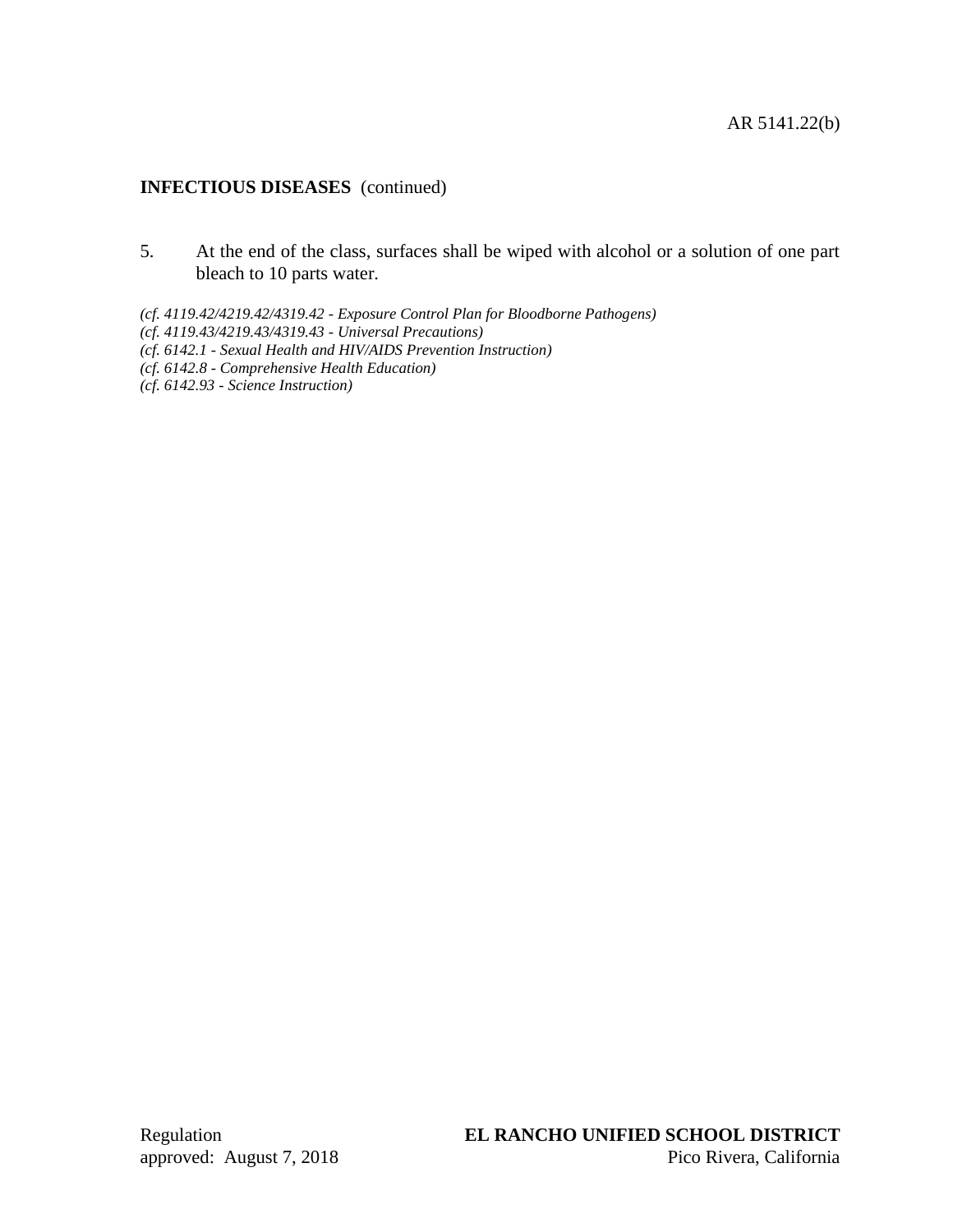**INFECTIOUS DISEASES** (continued)

5. At the end of the class, surfaces shall be wiped with alcohol or a solution of one part bleach to 10 parts water.

*(cf. 4119.42/4219.42/4319.42 - Exposure Control Plan for Bloodborne Pathogens)*
*(cf. 4119.43/4219.43/4319.43 - Universal Precautions)*
*(cf. 6142.1 - Sexual Health and HIV/AIDS Prevention Instruction)*
*(cf. 6142.8 - Comprehensive Health Education)*
*(cf. 6142.93 - Science Instruction)*

Regulation
approved: August 7, 2018

**EL RANCHO UNIFIED SCHOOL DISTRICT**
Pico Rivera, California